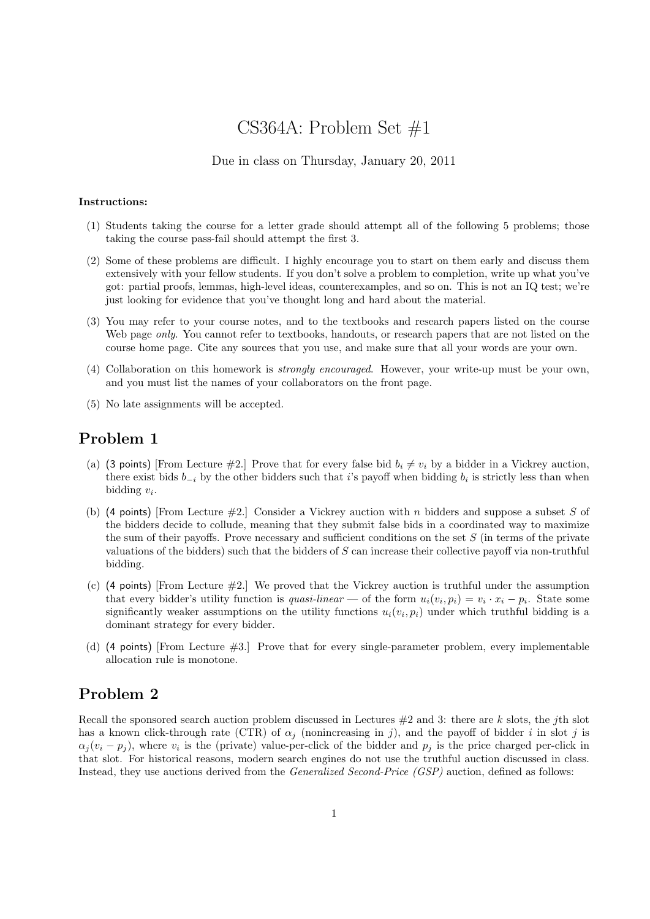# CS364A: Problem Set #1

Due in class on Thursday, January 20, 2011

**Instructions:**

(1) Students taking the course for a letter grade should attempt all of the following 5 problems; those taking the course pass-fail should attempt the first 3.

(2) Some of these problems are difficult. I highly encourage you to start on them early and discuss them extensively with your fellow students. If you don't solve a problem to completion, write up what you've got: partial proofs, lemmas, high-level ideas, counterexamples, and so on. This is not an IQ test; we're just looking for evidence that you've thought long and hard about the material.

(3) You may refer to your course notes, and to the textbooks and research papers listed on the course Web page *only*. You cannot refer to textbooks, handouts, or research papers that are not listed on the course home page. Cite any sources that you use, and make sure that all your words are your own.

(4) Collaboration on this homework is *strongly encouraged*. However, your write-up must be your own, and you must list the names of your collaborators on the front page.

(5) No late assignments will be accepted.

## Problem 1

(a) (3 points) [From Lecture #2.] Prove that for every false bid $b_i \neq v_i$ by a bidder in a Vickrey auction, there exist bids $b_{-i}$ by the other bidders such that $i$'s payoff when bidding $b_i$ is strictly less than when bidding $v_i$.

(b) (4 points) [From Lecture #2.] Consider a Vickrey auction with $n$ bidders and suppose a subset $S$ of the bidders decide to collude, meaning that they submit false bids in a coordinated way to maximize the sum of their payoffs. Prove necessary and sufficient conditions on the set $S$ (in terms of the private valuations of the bidders) such that the bidders of $S$ can increase their collective payoff via non-truthful bidding.

(c) (4 points) [From Lecture #2.] We proved that the Vickrey auction is truthful under the assumption that every bidder's utility function is *quasi-linear* — of the form $u_i(v_i, p_i) = v_i \cdot x_i - p_i$. State some significantly weaker assumptions on the utility functions $u_i(v_i, p_i)$ under which truthful bidding is a dominant strategy for every bidder.

(d) (4 points) [From Lecture #3.] Prove that for every single-parameter problem, every implementable allocation rule is monotone.

## Problem 2

Recall the sponsored search auction problem discussed in Lectures #2 and 3: there are $k$ slots, the $j$th slot has a known click-through rate (CTR) of $\alpha_j$ (nonincreasing in $j$), and the payoff of bidder $i$ in slot $j$ is $\alpha_j(v_i - p_j)$, where $v_i$ is the (private) value-per-click of the bidder and $p_j$ is the price charged per-click in that slot. For historical reasons, modern search engines do not use the truthful auction discussed in class. Instead, they use auctions derived from the *Generalized Second-Price (GSP)* auction, defined as follows: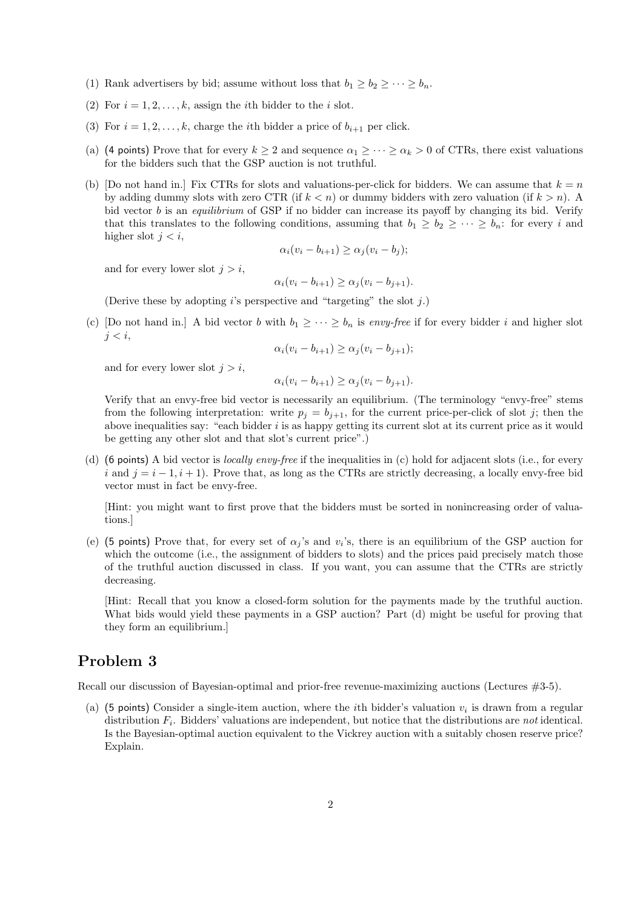(1) Rank advertisers by bid; assume without loss that $b_1 \geq b_2 \geq \cdots \geq b_n$.

(2) For $i = 1, 2, \ldots, k$, assign the $i$th bidder to the $i$ slot.

(3) For $i = 1, 2, \ldots, k$, charge the $i$th bidder a price of $b_{i+1}$ per click.

(a) (4 points) Prove that for every $k \geq 2$ and sequence $\alpha_1 \geq \cdots \geq \alpha_k > 0$ of CTRs, there exist valuations for the bidders such that the GSP auction is not truthful.

(b) [Do not hand in.] Fix CTRs for slots and valuations-per-click for bidders. We can assume that $k = n$ by adding dummy slots with zero CTR (if $k < n$) or dummy bidders with zero valuation (if $k > n$). A bid vector $b$ is an *equilibrium* of GSP if no bidder can increase its payoff by changing its bid. Verify that this translates to the following conditions, assuming that $b_1 \geq b_2 \geq \cdots \geq b_n$: for every $i$ and higher slot $j < i$,

$$\alpha_i(v_i - b_{i+1}) \geq \alpha_j(v_i - b_j);$$

and for every lower slot $j > i$,

$$\alpha_i(v_i - b_{i+1}) \geq \alpha_j(v_i - b_{j+1}).$$

(Derive these by adopting $i$'s perspective and "targeting" the slot $j$.)

(c) [Do not hand in.] A bid vector $b$ with $b_1 \geq \cdots \geq b_n$ is *envy-free* if for every bidder $i$ and higher slot $j < i$,

$$\alpha_i(v_i - b_{i+1}) \geq \alpha_j(v_i - b_{j+1});$$

and for every lower slot $j > i$,

$$\alpha_i(v_i - b_{i+1}) \geq \alpha_j(v_i - b_{j+1}).$$

Verify that an envy-free bid vector is necessarily an equilibrium. (The terminology "envy-free" stems from the following interpretation: write $p_j = b_{j+1}$, for the current price-per-click of slot $j$; then the above inequalities say: "each bidder $i$ is as happy getting its current slot at its current price as it would be getting any other slot and that slot's current price".)

(d) (6 points) A bid vector is *locally envy-free* if the inequalities in (c) hold for adjacent slots (i.e., for every $i$ and $j = i - 1, i + 1$). Prove that, as long as the CTRs are strictly decreasing, a locally envy-free bid vector must in fact be envy-free.

[Hint: you might want to first prove that the bidders must be sorted in nonincreasing order of valuations.]

(e) (5 points) Prove that, for every set of $\alpha_j$'s and $v_i$'s, there is an equilibrium of the GSP auction for which the outcome (i.e., the assignment of bidders to slots) and the prices paid precisely match those of the truthful auction discussed in class. If you want, you can assume that the CTRs are strictly decreasing.

[Hint: Recall that you know a closed-form solution for the payments made by the truthful auction. What bids would yield these payments in a GSP auction? Part (d) might be useful for proving that they form an equilibrium.]

## Problem 3

Recall our discussion of Bayesian-optimal and prior-free revenue-maximizing auctions (Lectures #3-5).

(a) (5 points) Consider a single-item auction, where the $i$th bidder's valuation $v_i$ is drawn from a regular distribution $F_i$. Bidders' valuations are independent, but notice that the distributions are *not* identical. Is the Bayesian-optimal auction equivalent to the Vickrey auction with a suitably chosen reserve price? Explain.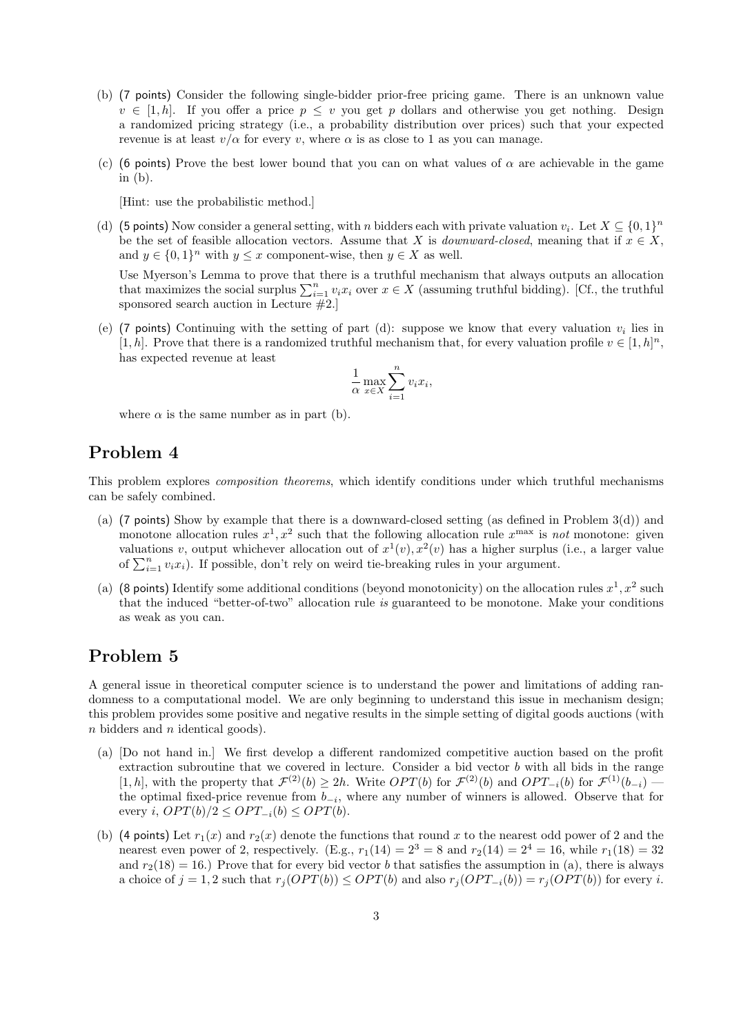(b) (7 points) Consider the following single-bidder prior-free pricing game. There is an unknown value $v \in [1, h]$. If you offer a price $p \le v$ you get $p$ dollars and otherwise you get nothing. Design a randomized pricing strategy (i.e., a probability distribution over prices) such that your expected revenue is at least $v/\alpha$ for every $v$, where $\alpha$ is as close to 1 as you can manage.

(c) (6 points) Prove the best lower bound that you can on what values of $\alpha$ are achievable in the game in (b).

[Hint: use the probabilistic method.]

(d) (5 points) Now consider a general setting, with $n$ bidders each with private valuation $v_i$. Let $X \subseteq \{0, 1\}^n$ be the set of feasible allocation vectors. Assume that $X$ is *downward-closed*, meaning that if $x \in X$, and $y \in \{0, 1\}^n$ with $y \le x$ component-wise, then $y \in X$ as well.

Use Myerson's Lemma to prove that there is a truthful mechanism that always outputs an allocation that maximizes the social surplus $\sum_{i=1}^{n} v_i x_i$ over $x \in X$ (assuming truthful bidding). [Cf., the truthful sponsored search auction in Lecture #2.]

(e) (7 points) Continuing with the setting of part (d): suppose we know that every valuation $v_i$ lies in $[1, h]$. Prove that there is a randomized truthful mechanism that, for every valuation profile $v \in [1, h]^n$, has expected revenue at least

$$\frac{1}{\alpha} \max_{x \in X} \sum_{i=1}^{n} v_i x_i,$$

where $\alpha$ is the same number as in part (b).

## Problem 4

This problem explores *composition theorems*, which identify conditions under which truthful mechanisms can be safely combined.

(a) (7 points) Show by example that there is a downward-closed setting (as defined in Problem 3(d)) and monotone allocation rules $x^1, x^2$ such that the following allocation rule $x^{\max}$ is *not* monotone: given valuations $v$, output whichever allocation out of $x^1(v), x^2(v)$ has a higher surplus (i.e., a larger value of $\sum_{i=1}^{n} v_i x_i$). If possible, don't rely on weird tie-breaking rules in your argument.

(a) (8 points) Identify some additional conditions (beyond monotonicity) on the allocation rules $x^1, x^2$ such that the induced "better-of-two" allocation rule *is* guaranteed to be monotone. Make your conditions as weak as you can.

## Problem 5

A general issue in theoretical computer science is to understand the power and limitations of adding randomness to a computational model. We are only beginning to understand this issue in mechanism design; this problem provides some positive and negative results in the simple setting of digital goods auctions (with $n$ bidders and $n$ identical goods).

(a) [Do not hand in.] We first develop a different randomized competitive auction based on the profit extraction subroutine that we covered in lecture. Consider a bid vector $b$ with all bids in the range $[1, h]$, with the property that $\mathcal{F}^{(2)}(b) \ge 2h$. Write $OPT(b)$ for $\mathcal{F}^{(2)}(b)$ and $OPT_{-i}(b)$ for $\mathcal{F}^{(1)}(b_{-i})$ — the optimal fixed-price revenue from $b_{-i}$, where any number of winners is allowed. Observe that for every $i$, $OPT(b)/2 \le OPT_{-i}(b) \le OPT(b)$.

(b) (4 points) Let $r_1(x)$ and $r_2(x)$ denote the functions that round $x$ to the nearest odd power of 2 and the nearest even power of 2, respectively. (E.g., $r_1(14) = 2^3 = 8$ and $r_2(14) = 2^4 = 16$, while $r_1(18) = 32$ and $r_2(18) = 16$.) Prove that for every bid vector $b$ that satisfies the assumption in (a), there is always a choice of $j = 1, 2$ such that $r_j(OPT(b)) \le OPT(b)$ and also $r_j(OPT_{-i}(b)) = r_j(OPT(b))$ for every $i$.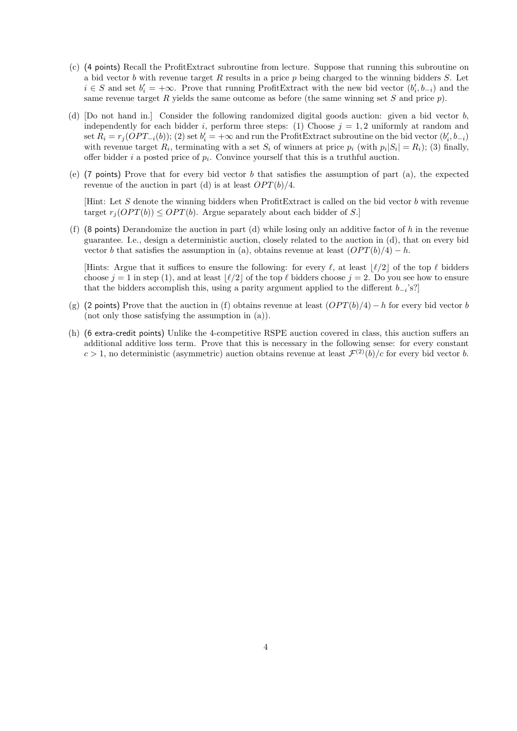(c) (4 points) Recall the ProfitExtract subroutine from lecture. Suppose that running this subroutine on a bid vector $b$ with revenue target $R$ results in a price $p$ being charged to the winning bidders $S$. Let $i \in S$ and set $b'_i = +\infty$. Prove that running ProfitExtract with the new bid vector $(b'_i, b_{-i})$ and the same revenue target $R$ yields the same outcome as before (the same winning set $S$ and price $p$).

(d) [Do not hand in.] Consider the following randomized digital goods auction: given a bid vector $b$, independently for each bidder $i$, perform three steps: (1) Choose $j = 1, 2$ uniformly at random and set $R_i = r_j(OPT_{-i}(b))$; (2) set $b'_i = +\infty$ and run the ProfitExtract subroutine on the bid vector $(b'_i, b_{-i})$ with revenue target $R_i$, terminating with a set $S_i$ of winners at price $p_i$ (with $p_i|S_i| = R_i$); (3) finally, offer bidder $i$ a posted price of $p_i$. Convince yourself that this is a truthful auction.

(e) (7 points) Prove that for every bid vector $b$ that satisfies the assumption of part (a), the expected revenue of the auction in part (d) is at least $OPT(b)/4$.

[Hint: Let $S$ denote the winning bidders when ProfitExtract is called on the bid vector $b$ with revenue target $r_j(OPT(b)) \leq OPT(b)$. Argue separately about each bidder of $S$.]

(f) (8 points) Derandomize the auction in part (d) while losing only an additive factor of $h$ in the revenue guarantee. I.e., design a deterministic auction, closely related to the auction in (d), that on every bid vector $b$ that satisfies the assumption in (a), obtains revenue at least $(OPT(b)/4) - h$.

[Hints: Argue that it suffices to ensure the following: for every $\ell$, at least $\lfloor \ell/2 \rfloor$ of the top $\ell$ bidders choose $j = 1$ in step (1), and at least $\lfloor \ell/2 \rfloor$ of the top $\ell$ bidders choose $j = 2$. Do you see how to ensure that the bidders accomplish this, using a parity argument applied to the different $b_{-i}$'s?]

(g) (2 points) Prove that the auction in (f) obtains revenue at least $(OPT(b)/4) - h$ for every bid vector $b$ (not only those satisfying the assumption in (a)).

(h) (6 extra-credit points) Unlike the 4-competitive RSPE auction covered in class, this auction suffers an additional additive loss term. Prove that this is necessary in the following sense: for every constant $c > 1$, no deterministic (asymmetric) auction obtains revenue at least $\mathcal{F}^{(2)}(b)/c$ for every bid vector $b$.